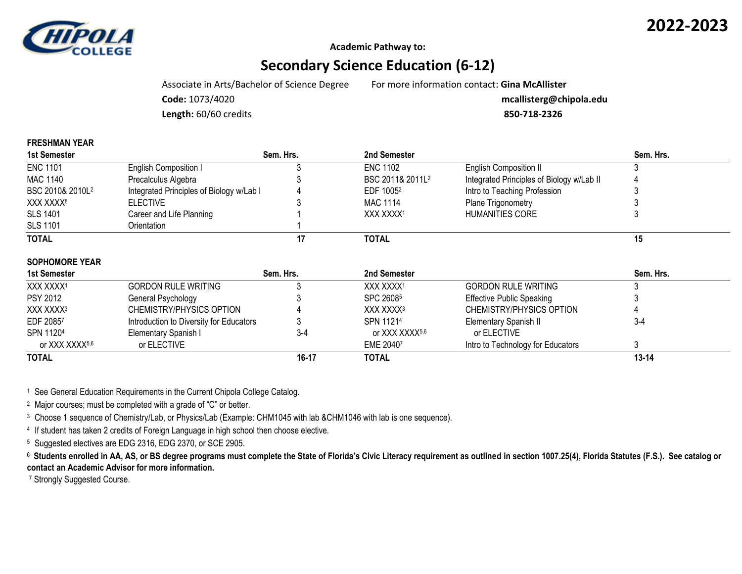**2022-2023**

CHIPOLA COLLEGE

**Academic Pathway to:**

# Secondary Science Education (6-12)

Associate in Arts/Bachelor of Science Degree
**Code:** 1073/4020
**Length:** 60/60 credits

For more information contact: **Gina McAllister**
**mcallisterg@chipola.edu**
**850-718-2326**

**FRESHMAN YEAR**

| 1st Semester | | Sem. Hrs. | 2nd Semester | | Sem. Hrs. |
|---|---|---|---|---|---|
| ENC 1101 | English Composition I | 3 | ENC 1102 | English Composition II | 3 |
| MAC 1140 | Precalculus Algebra | 3 | BSC 2011& 2011L[2] | Integrated Principles of Biology w/Lab II | 4 |
| BSC 2010& 2010L[2] | Integrated Principles of Biology w/Lab I | 4 | EDF 1005[2] | Intro to Teaching Profession | 3 |
| XXX XXXX[8] | ELECTIVE | 3 | MAC 1114 | Plane Trigonometry | 3 |
| SLS 1401 | Career and Life Planning | 1 | XXX XXXX[1] | HUMANITIES CORE | 3 |
| SLS 1101 | Orientation | 1 | | | |
| **TOTAL** | | **17** | **TOTAL** | | **15** |

**SOPHOMORE YEAR**

| 1st Semester | | Sem. Hrs. | 2nd Semester | | Sem. Hrs. |
|---|---|---|---|---|---|
| XXX XXXX[1] | GORDON RULE WRITING | 3 | XXX XXXX[1] | GORDON RULE WRITING | 3 |
| PSY 2012 | General Psychology | 3 | SPC 2608[5] | Effective Public Speaking | 3 |
| XXX XXXX[3] | CHEMISTRY/PHYSICS OPTION | 4 | XXX XXXX[3] | CHEMISTRY/PHYSICS OPTION | 4 |
| EDF 2085[7] | Introduction to Diversity for Educators | 3 | SPN 1121[4] | Elementary Spanish II | 3-4 |
| SPN 1120[4] | Elementary Spanish I | 3-4 | or XXX XXXX[5,6] | or ELECTIVE | |
| or XXX XXXX[5,6] | or ELECTIVE | | EME 2040[7] | Intro to Technology for Educators | 3 |
| **TOTAL** | | **16-17** | **TOTAL** | | **13-14** |

[1] See General Education Requirements in the Current Chipola College Catalog.

[2] Major courses; must be completed with a grade of "C" or better.

[3] Choose 1 sequence of Chemistry/Lab, or Physics/Lab (Example: CHM1045 with lab &CHM1046 with lab is one sequence).

[4] If student has taken 2 credits of Foreign Language in high school then choose elective.

[5] Suggested electives are EDG 2316, EDG 2370, or SCE 2905.

[6] **Students enrolled in AA, AS, or BS degree programs must complete the State of Florida's Civic Literacy requirement as outlined in section 1007.25(4), Florida Statutes (F.S.). See catalog or contact an Academic Advisor for more information.**

[7] Strongly Suggested Course.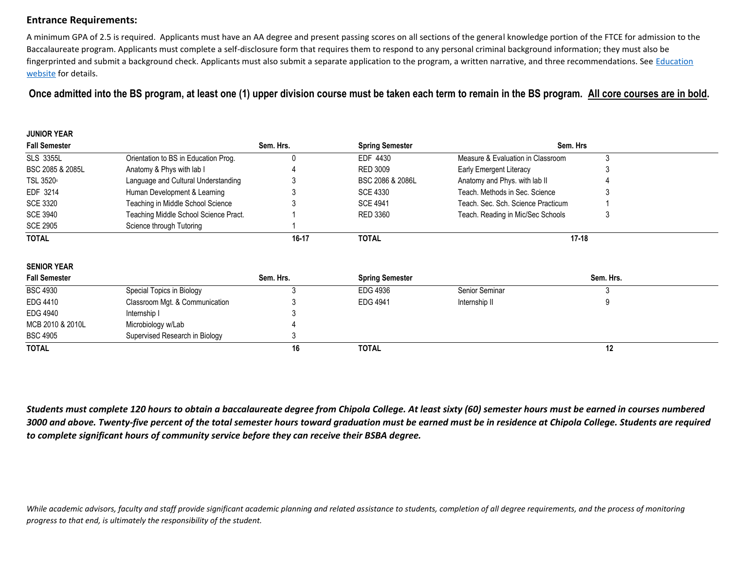**Entrance Requirements:**

A minimum GPA of 2.5 is required. Applicants must have an AA degree and present passing scores on all sections of the general knowledge portion of the FTCE for admission to the Baccalaureate program. Applicants must complete a self-disclosure form that requires them to respond to any personal criminal background information; they must also be fingerprinted and submit a background check. Applicants must also submit a separate application to the program, a written narrative, and three recommendations. See Education website for details.

**Once admitted into the BS program, at least one (1) upper division course must be taken each term to remain in the BS program. All core courses are in bold.**

**JUNIOR YEAR**

| **Fall Semester** | | **Sem. Hrs.** | **Spring Semester** | | **Sem. Hrs** |
|---|---|---|---|---|---|
| SLS 3355L | Orientation to BS in Education Prog. | 0 | EDF 4430 | Measure & Evaluation in Classroom | 3 |
| BSC 2085 & 2085L | Anatomy & Phys with lab I | 4 | RED 3009 | Early Emergent Literacy | 3 |
| TSL 3520[4] | Language and Cultural Understanding | 3 | BSC 2086 & 2086L | Anatomy and Phys. with lab II | 4 |
| EDF 3214 | Human Development & Learning | 3 | SCE 4330 | Teach. Methods in Sec. Science | 3 |
| SCE 3320 | Teaching in Middle School Science | 3 | SCE 4941 | Teach. Sec. Sch. Science Practicum | 1 |
| SCE 3940 | Teaching Middle School Science Pract. | 1 | RED 3360 | Teach. Reading in Mic/Sec Schools | 3 |
| SCE 2905 | Science through Tutoring | 1 | | | |
| **TOTAL** | | **16-17** | **TOTAL** | | **17-18** |

**SENIOR YEAR**

| **Fall Semester** | | **Sem. Hrs.** | **Spring Semester** | | **Sem. Hrs.** |
|---|---|---|---|---|---|
| BSC 4930 | Special Topics in Biology | 3 | EDG 4936 | Senior Seminar | 3 |
| EDG 4410 | Classroom Mgt. & Communication | 3 | EDG 4941 | Internship II | 9 |
| EDG 4940 | Internship I | 3 | | | |
| MCB 2010 & 2010L | Microbiology w/Lab | 4 | | | |
| BSC 4905 | Supervised Research in Biology | 3 | | | |
| **TOTAL** | | **16** | **TOTAL** | | **12** |

***Students must complete 120 hours to obtain a baccalaureate degree from Chipola College. At least sixty (60) semester hours must be earned in courses numbered 3000 and above. Twenty-five percent of the total semester hours toward graduation must be earned must be in residence at Chipola College. Students are required to complete significant hours of community service before they can receive their BSBA degree.***

*While academic advisors, faculty and staff provide significant academic planning and related assistance to students, completion of all degree requirements, and the process of monitoring progress to that end, is ultimately the responsibility of the student.*